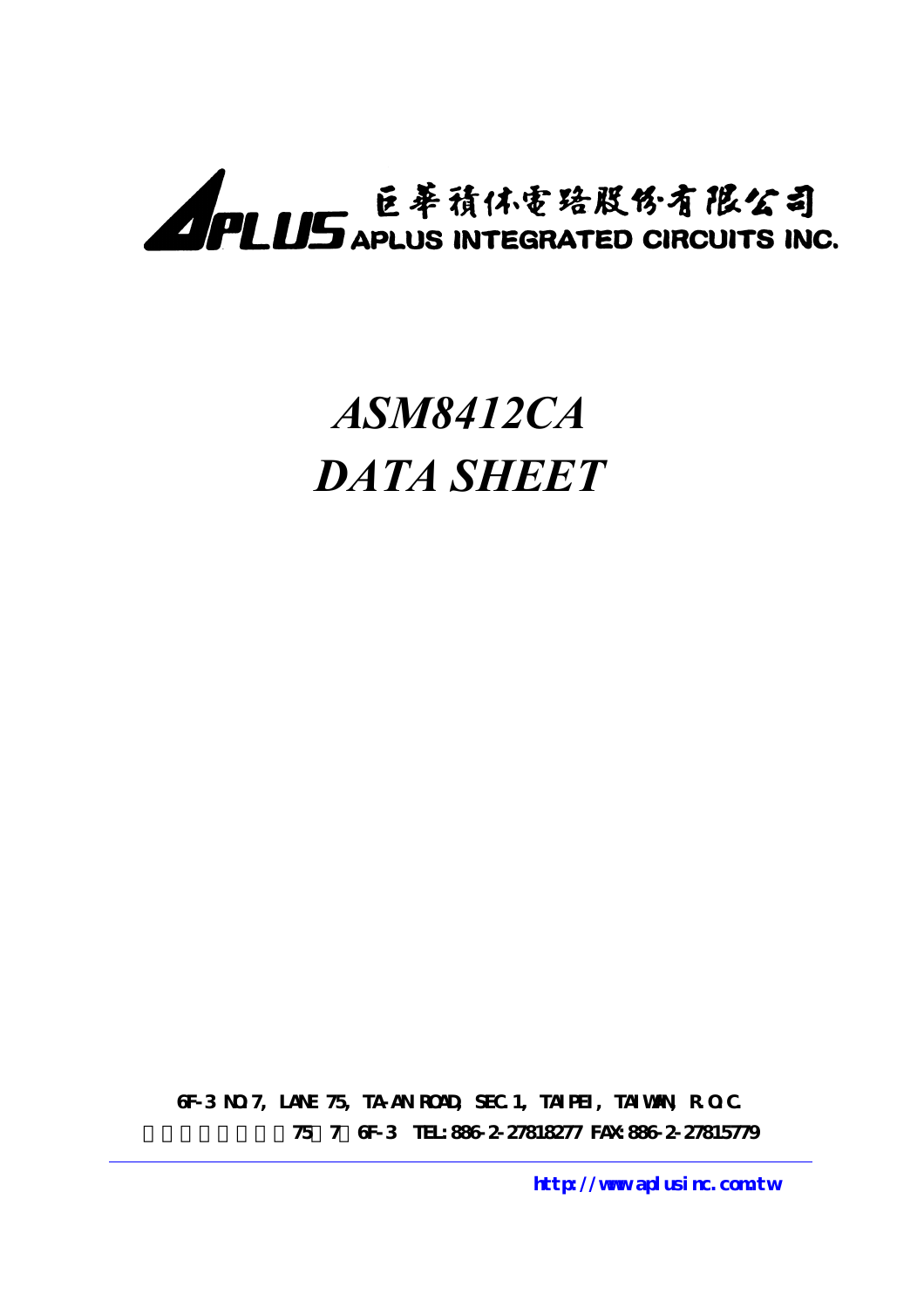巨華積体電路股份有限公司
APLUS INTEGRATED CIRCUITS INC.

# *ASM8412CA*
# *DATA SHEET*

**6F-3 NO.7, LANE 75, TA-AN ROAD, SEC.1, TAIPEI, TAIWAN, R.O.C.**

**75 7 6F-3 TEL: 886-2-27818277 FAX: 886-2-27815779**

**http://www.aplusinc.com.tw**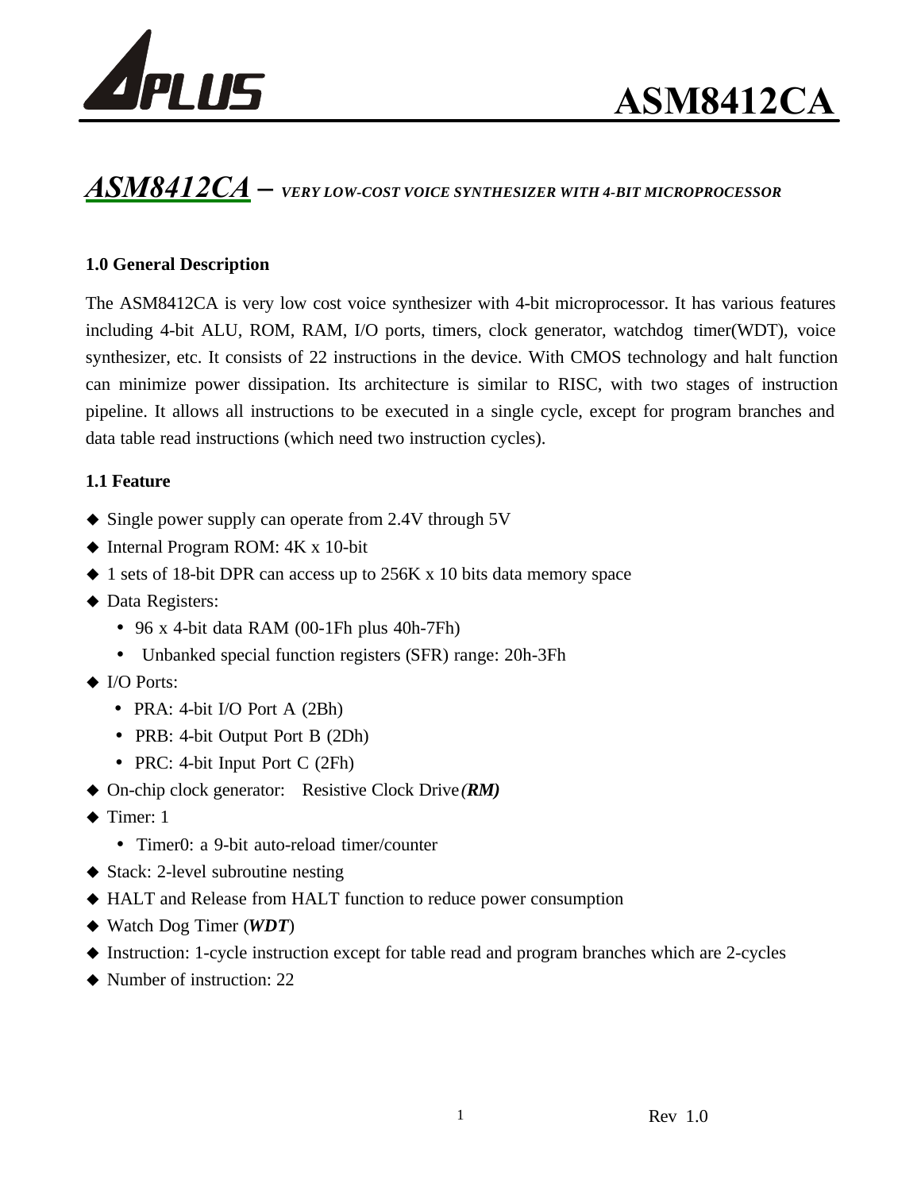# *ASM8412CA* – *VERY LOW-COST VOICE SYNTHESIZER WITH 4-BIT MICROPROCESSOR*

## 1.0 General Description

The ASM8412CA is very low cost voice synthesizer with 4-bit microprocessor. It has various features including 4-bit ALU, ROM, RAM, I/O ports, timers, clock generator, watchdog timer(WDT), voice synthesizer, etc. It consists of 22 instructions in the device. With CMOS technology and halt function can minimize power dissipation. Its architecture is similar to RISC, with two stages of instruction pipeline. It allows all instructions to be executed in a single cycle, except for program branches and data table read instructions (which need two instruction cycles).

## 1.1 Feature

- Single power supply can operate from 2.4V through 5V
- Internal Program ROM: 4K x 10-bit
- 1 sets of 18-bit DPR can access up to 256K x 10 bits data memory space
- Data Registers:
  - 96 x 4-bit data RAM (00-1Fh plus 40h-7Fh)
  - Unbanked special function registers (SFR) range: 20h-3Fh
- I/O Ports:
  - PRA: 4-bit I/O Port A (2Bh)
  - PRB: 4-bit Output Port B (2Dh)
  - PRC: 4-bit Input Port C (2Fh)
- On-chip clock generator: Resistive Clock Drive ***(RM)***
- Timer: 1
  - Timer0: a 9-bit auto-reload timer/counter
- Stack: 2-level subroutine nesting
- HALT and Release from HALT function to reduce power consumption
- Watch Dog Timer (***WDT***)
- Instruction: 1-cycle instruction except for table read and program branches which are 2-cycles
- Number of instruction: 22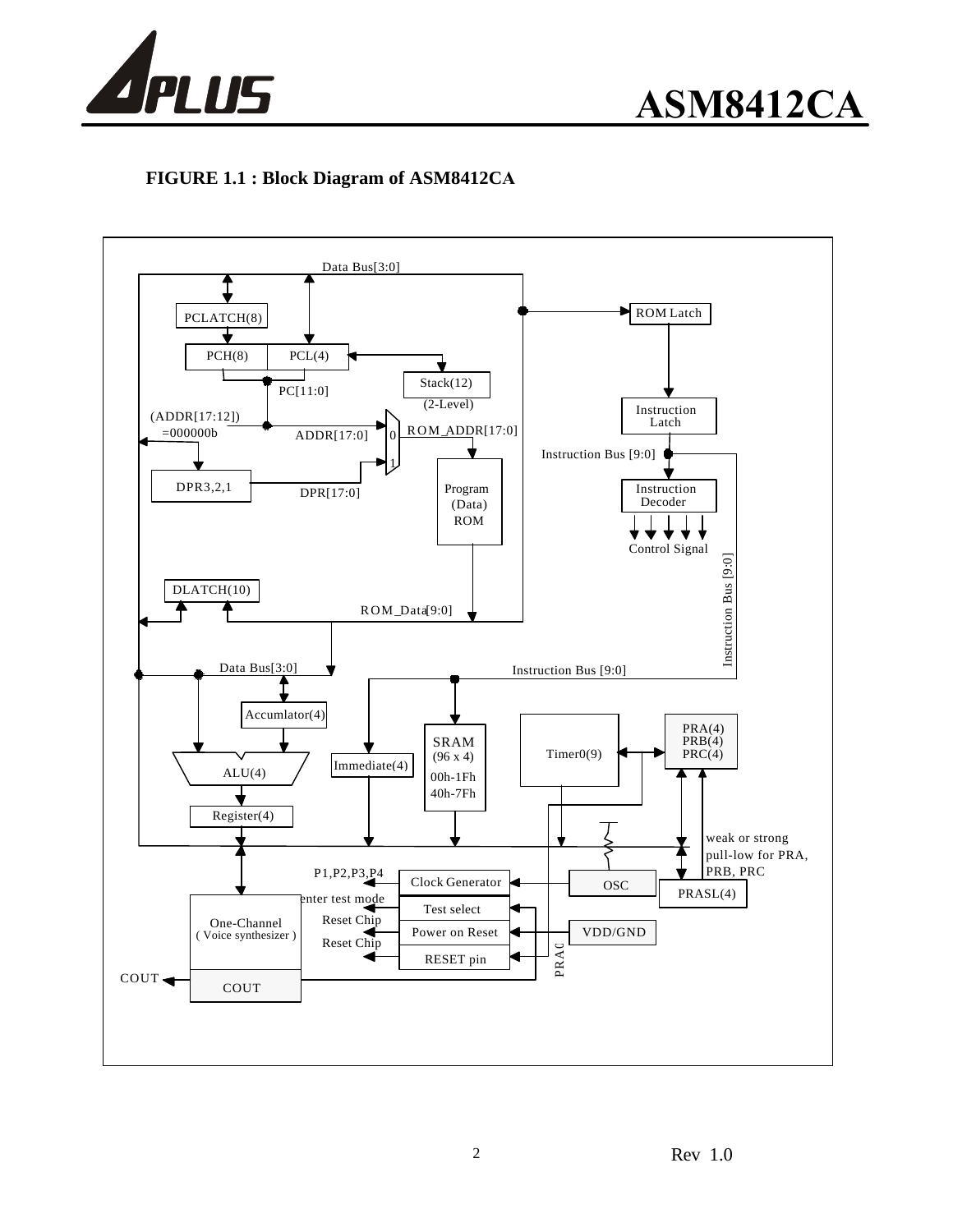# FIGURE 1.1 : Block Diagram of ASM8412CA

Data Bus[3:0]

PCLATCH(8)

ROM Latch

PCH(8)

PCL(4)

Stack(12)

(2-Level)

PC[11:0]

Instruction Latch

(ADDR[17:12]) =000000b

ADDR[17:0]

0

ROM_ADDR[17:0]

Instruction Bus [9:0]

1

DPR3,2,1

DPR[17:0]

Program (Data) ROM

Instruction Decoder

Control Signal

DLATCH(10)

ROM_Data[9:0]

Instruction Bus [9:0]

Data Bus[3:0]

Instruction Bus [9:0]

Accumlator(4)

SRAM (96 x 4) 00h-1Fh 40h-7Fh

Timer0(9)

PRA(4) PRB(4) PRC(4)

ALU(4)

Immediate(4)

Register(4)

weak or strong pull-low for PRA, PRB, PRC

P1,P2,P3,P4

Clock Generator

OSC

PRASL(4)

enter test mode

Test select

Reset Chip

Power on Reset

VDD/GND

One-Channel ( Voice synthesizer )

Reset Chip

RESET pin

PRAC

COUT

COUT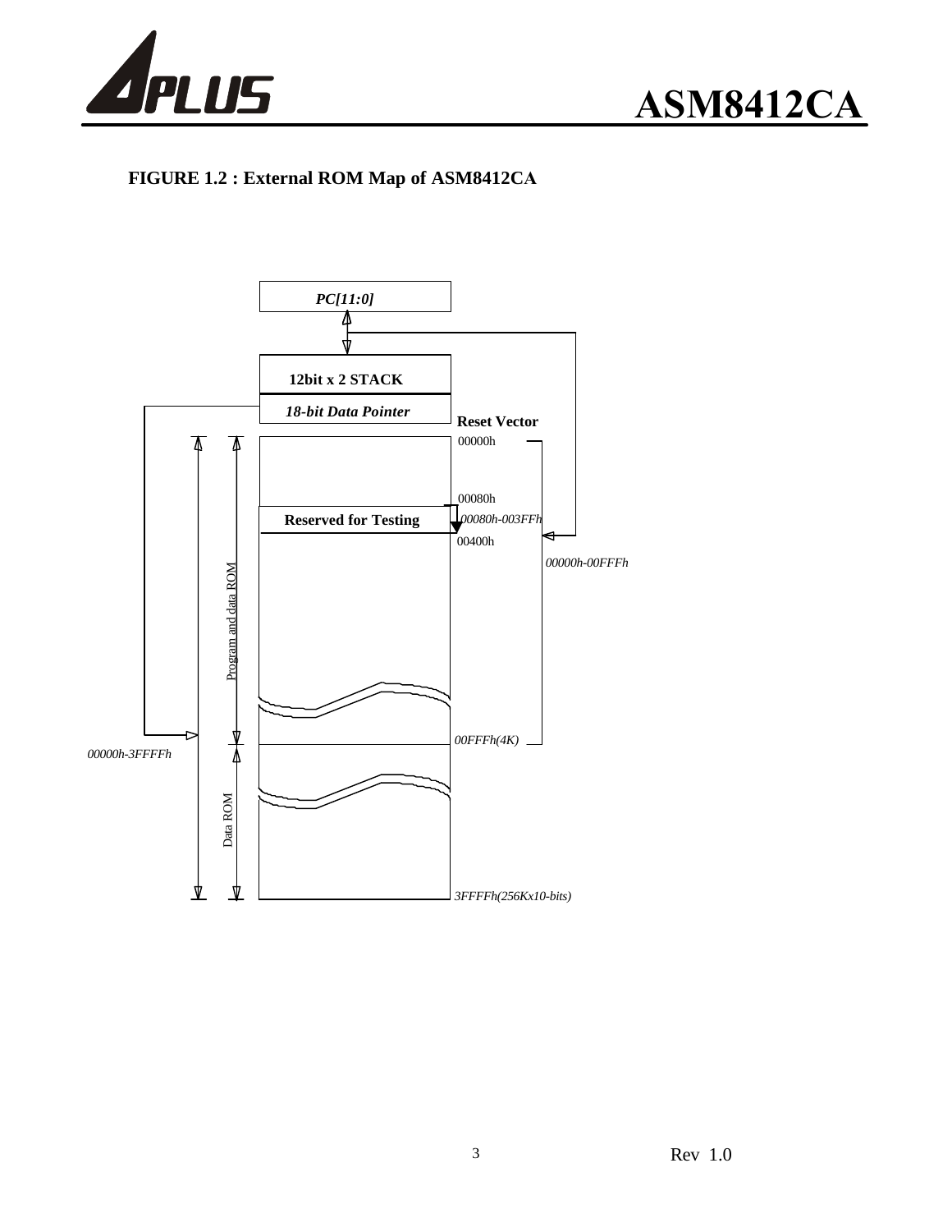**FIGURE 1.2 : External ROM Map of ASM8412CA**

PC[11:0]

12bit x 2 STACK

18-bit Data Pointer

Reset Vector

00000h

00080h

Reserved for Testing

00080h-003FFh

00400h

00000h-00FFFh

Program and data ROM

00FFFh(4K)

00000h-3FFFFh

Data ROM

3FFFFh(256Kx10-bits)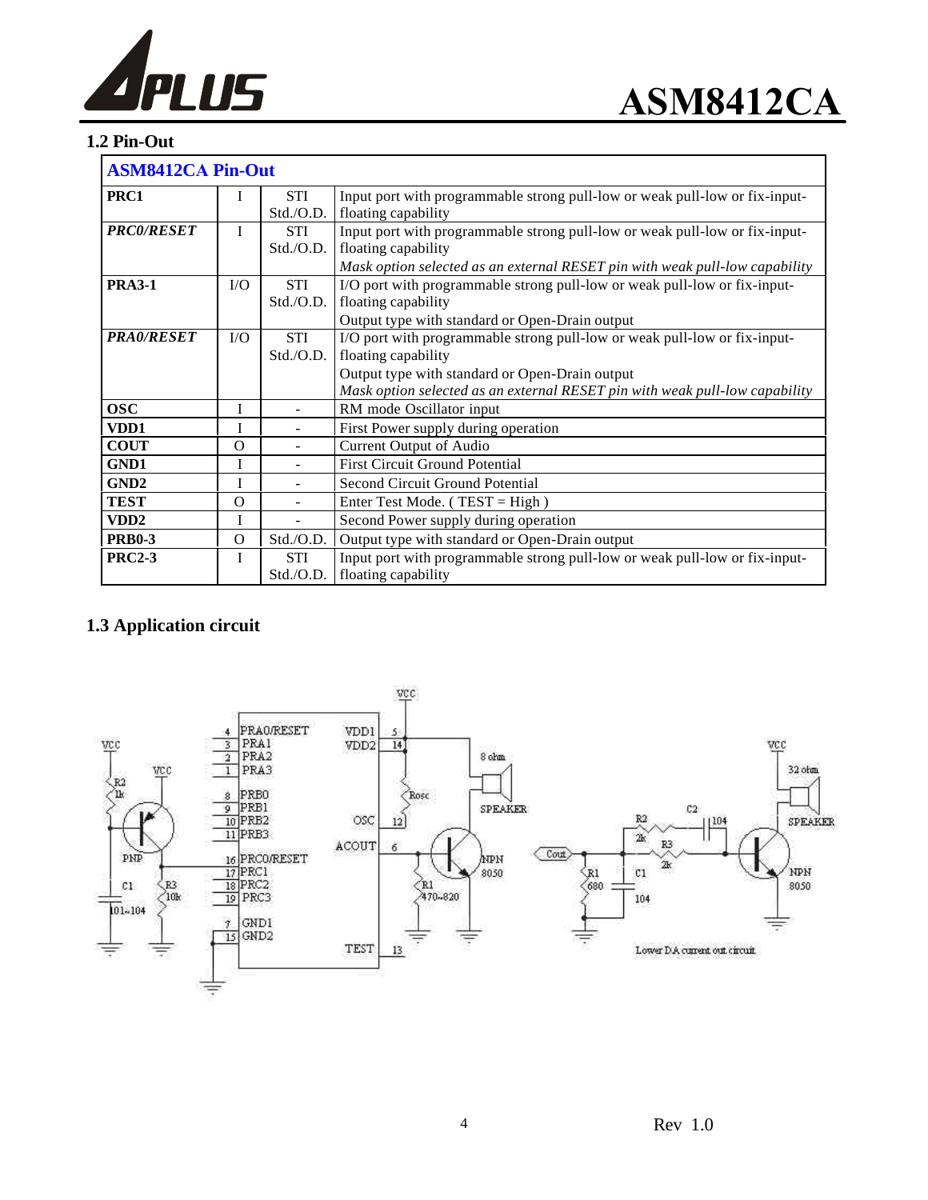## 1.2 Pin-Out

| ASM8412CA Pin-Out | | | |
|---|---|---|---|
| **PRC1** | I | STI Std./O.D. | Input port with programmable strong pull-low or weak pull-low or fix-input-floating capability |
| ***PRC0/RESET*** | I | STI Std./O.D. | Input port with programmable strong pull-low or weak pull-low or fix-input-floating capability *Mask option selected as an external RESET pin with weak pull-low capability* |
| **PRA3-1** | I/O | STI Std./O.D. | I/O port with programmable strong pull-low or weak pull-low or fix-input-floating capability Output type with standard or Open-Drain output |
| ***PRA0/RESET*** | I/O | STI Std./O.D. | I/O port with programmable strong pull-low or weak pull-low or fix-input-floating capability Output type with standard or Open-Drain output *Mask option selected as an external RESET pin with weak pull-low capability* |
| **OSC** | I | - | RM mode Oscillator input |
| **VDD1** | I | - | First Power supply during operation |
| **COUT** | O | - | Current Output of Audio |
| **GND1** | I | - | First Circuit Ground Potential |
| **GND2** | I | - | Second Circuit Ground Potential |
| **TEST** | O | - | Enter Test Mode. ( TEST = High ) |
| **VDD2** | I | - | Second Power supply during operation |
| **PRB0-3** | O | Std./O.D. | Output type with standard or Open-Drain output |
| **PRC2-3** | I | STI Std./O.D. | Input port with programmable strong pull-low or weak pull-low or fix-input-floating capability |

## 1.3 Application circuit

Lower DA current out circuit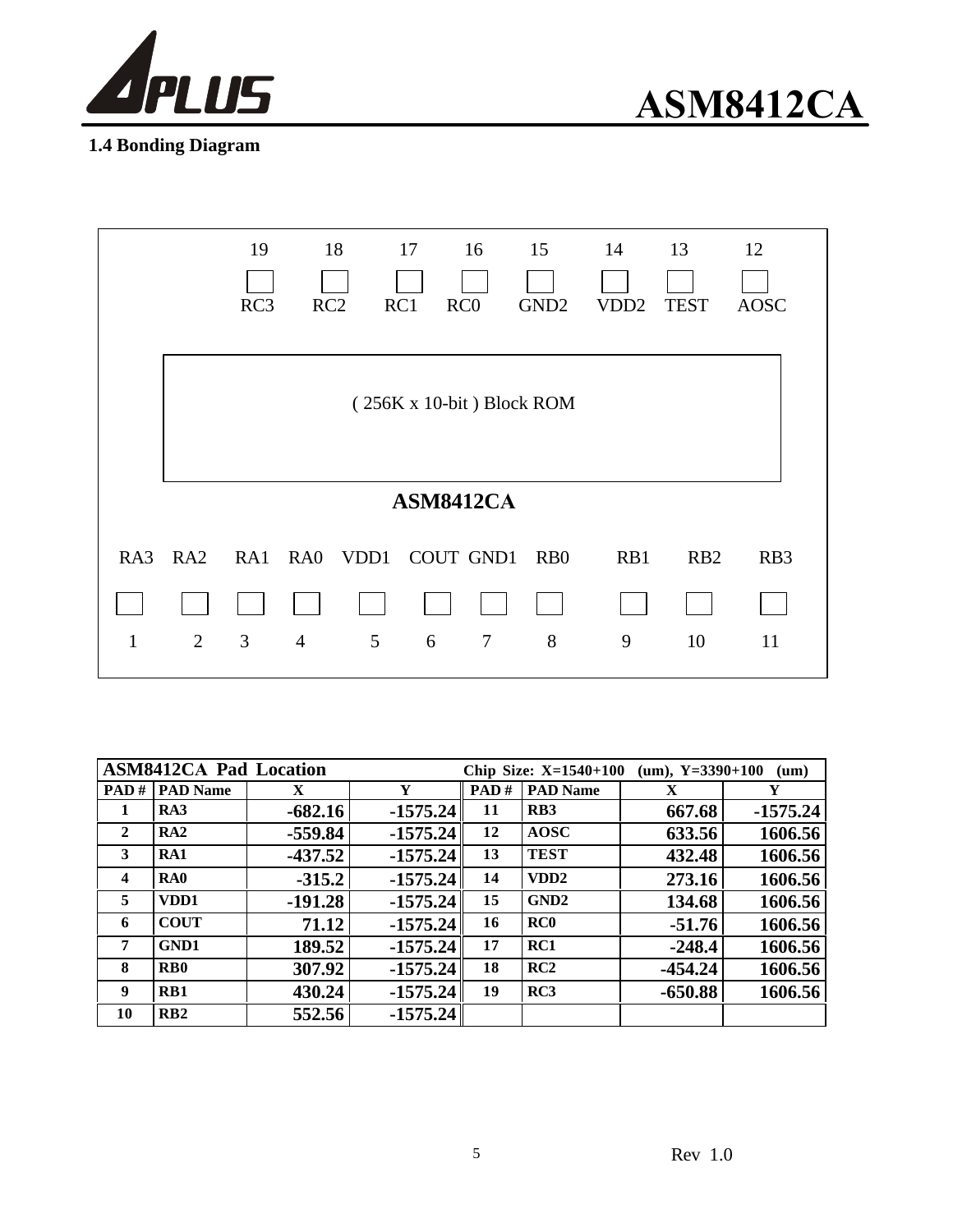### 1.4 Bonding Diagram

19 18 17 16 15 14 13 12

RC3 RC2 RC1 RC0 GND2 VDD2 TEST AOSC

( 256K x 10-bit ) Block ROM

ASM8412CA

RA3 RA2 RA1 RA0 VDD1 COUT GND1 RB0 RB1 RB2 RB3

1 2 3 4 5 6 7 8 9 10 11

| ASM8412CA Pad Location | | | | Chip Size: X=1540+100 (um), Y=3390+100 (um) | | | |
|---|---|---|---|---|---|---|---|
| PAD # | PAD Name | X | Y | PAD # | PAD Name | X | Y |
| 1 | RA3 | -682.16 | -1575.24 | 11 | RB3 | 667.68 | -1575.24 |
| 2 | RA2 | -559.84 | -1575.24 | 12 | AOSC | 633.56 | 1606.56 |
| 3 | RA1 | -437.52 | -1575.24 | 13 | TEST | 432.48 | 1606.56 |
| 4 | RA0 | -315.2 | -1575.24 | 14 | VDD2 | 273.16 | 1606.56 |
| 5 | VDD1 | -191.28 | -1575.24 | 15 | GND2 | 134.68 | 1606.56 |
| 6 | COUT | 71.12 | -1575.24 | 16 | RC0 | -51.76 | 1606.56 |
| 7 | GND1 | 189.52 | -1575.24 | 17 | RC1 | -248.4 | 1606.56 |
| 8 | RB0 | 307.92 | -1575.24 | 18 | RC2 | -454.24 | 1606.56 |
| 9 | RB1 | 430.24 | -1575.24 | 19 | RC3 | -650.88 | 1606.56 |
| 10 | RB2 | 552.56 | -1575.24 | | | | |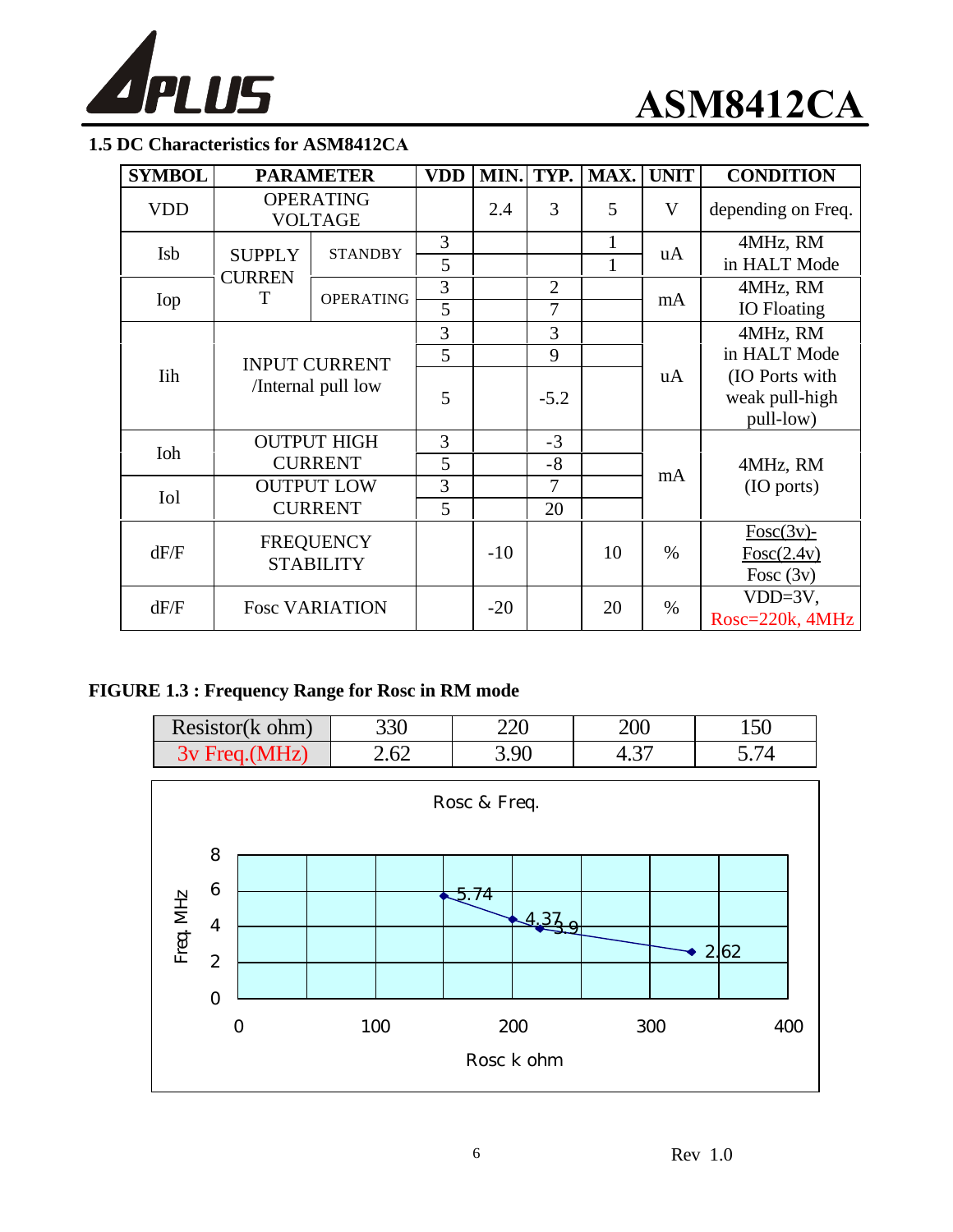## 1.5 DC Characteristics for ASM8412CA

| SYMBOL | PARAMETER | | VDD | MIN. | TYP. | MAX. | UNIT | CONDITION |
|---|---|---|---|---|---|---|---|---|
| VDD | OPERATING VOLTAGE | | | 2.4 | 3 | 5 | V | depending on Freq. |
| Isb | SUPPLY CURRENT | STANDBY | 3 | | | 1 | uA | 4MHz, RM in HALT Mode |
| | | | 5 | | | 1 | | |
| Iop | | OPERATING | 3 | | 2 | | mA | 4MHz, RM IO Floating |
| | | | 5 | | 7 | | | |
| Iih | INPUT CURRENT /Internal pull low | | 3 | | 3 | | uA | 4MHz, RM in HALT Mode (IO Ports with weak pull-high pull-low) |
| | | | 5 | | 9 | | | |
| | | | 5 | | -5.2 | | | |
| Ioh | OUTPUT HIGH CURRENT | | 3 | | -3 | | mA | 4MHz, RM (IO ports) |
| | | | 5 | | -8 | | | |
| Iol | OUTPUT LOW CURRENT | | 3 | | 7 | | | |
| | | | 5 | | 20 | | | |
| dF/F | FREQUECY STABILITY | | | -10 | | 10 | % | Fosc(3v)-Fosc(2.4v) / Fosc (3v) |
| dF/F | Fosc VARIATION | | | -20 | | 20 | % | VDD=3V, Rosc=220k, 4MHz |

**FIGURE 1.3 : Frequency Range for Rosc in RM mode**

| Resistor(k ohm) | 330 | 220 | 200 | 150 |
|---|---|---|---|---|
| 3v Freq.(MHz) | 2.62 | 3.90 | 4.37 | 5.74 |

Rosc & Freq.

Freq. MHz

Rosc k ohm

5.74
4.37
3.9
2.62

0, 2, 4, 6, 8
0, 100, 200, 300, 400